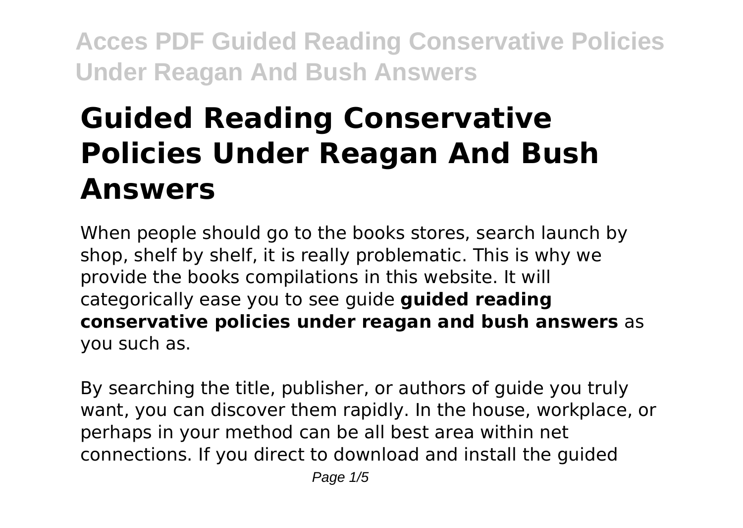# Guided Reading Conservative Policies Under Reagan And Bush Answers

When people should go to the books stores, search launch by shop, shelf by shelf, it is really problematic. This is why we provide the books compilations in this website. It will categorically ease you to see guide **guided reading conservative policies under reagan and bush answers** as you such as.

By searching the title, publisher, or authors of guide you truly want, you can discover them rapidly. In the house, workplace, or perhaps in your method can be all best area within net connections. If you direct to download and install the guided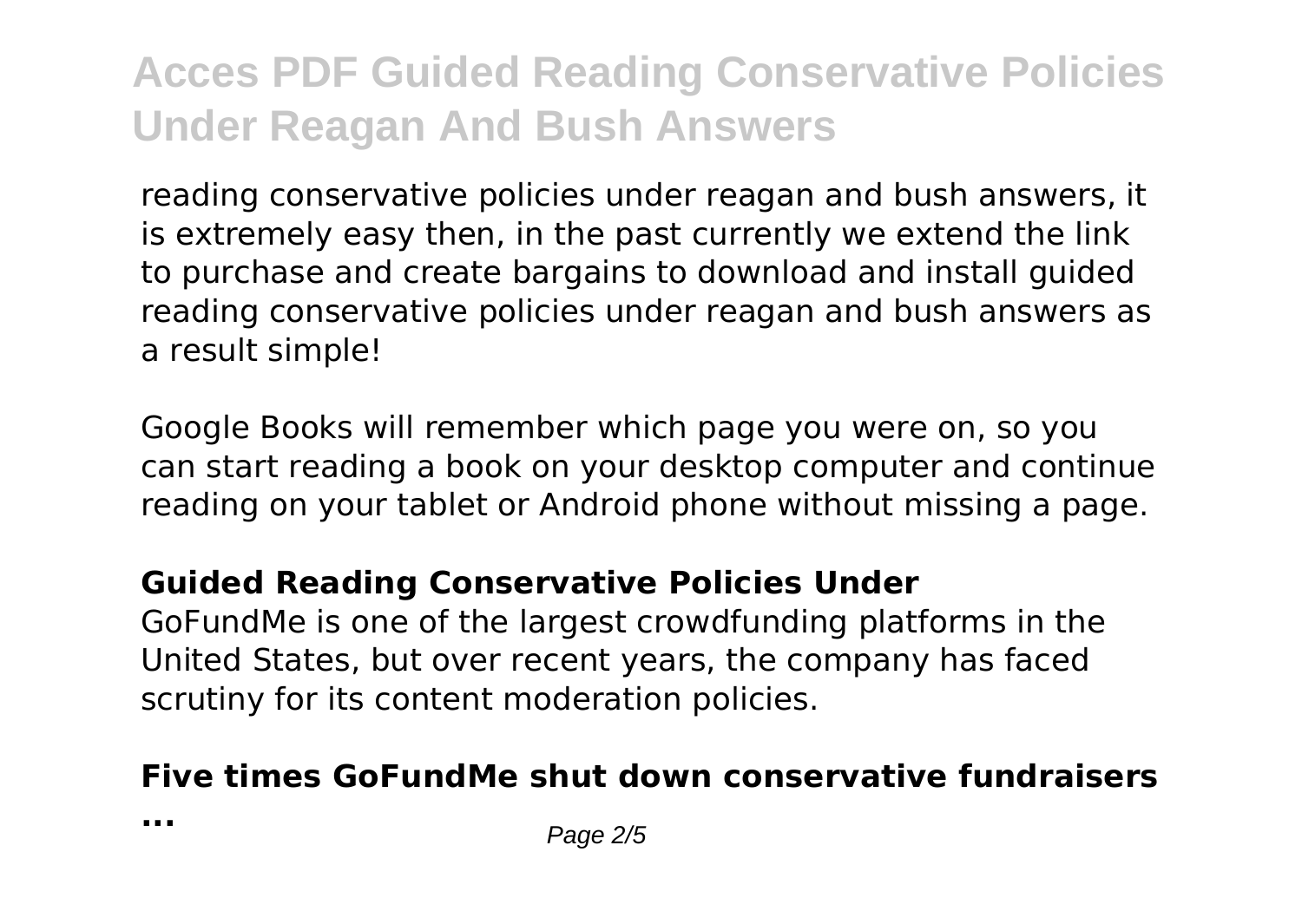reading conservative policies under reagan and bush answers, it is extremely easy then, in the past currently we extend the link to purchase and create bargains to download and install guided reading conservative policies under reagan and bush answers as a result simple!

Google Books will remember which page you were on, so you can start reading a book on your desktop computer and continue reading on your tablet or Android phone without missing a page.

**Guided Reading Conservative Policies Under**

GoFundMe is one of the largest crowdfunding platforms in the United States, but over recent years, the company has faced scrutiny for its content moderation policies.

**Five times GoFundMe shut down conservative fundraisers ...**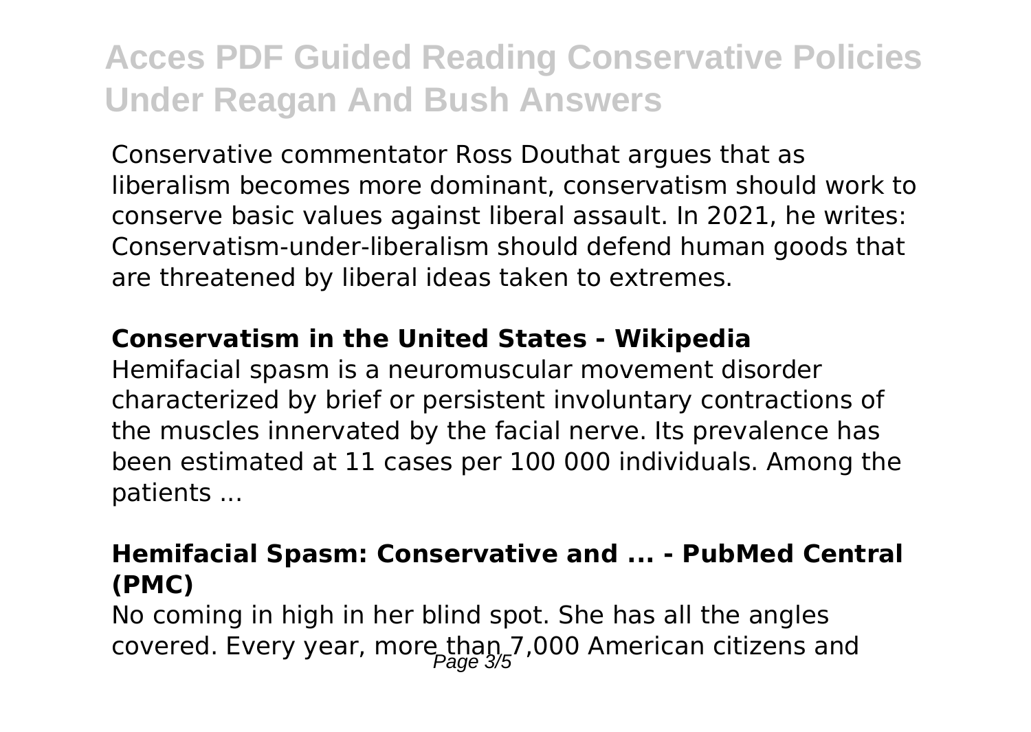Conservative commentator Ross Douthat argues that as liberalism becomes more dominant, conservatism should work to conserve basic values against liberal assault. In 2021, he writes: Conservatism-under-liberalism should defend human goods that are threatened by liberal ideas taken to extremes.

**Conservatism in the United States - Wikipedia**

Hemifacial spasm is a neuromuscular movement disorder characterized by brief or persistent involuntary contractions of the muscles innervated by the facial nerve. Its prevalence has been estimated at 11 cases per 100 000 individuals. Among the patients ...

**Hemifacial Spasm: Conservative and ... - PubMed Central (PMC)**

No coming in high in her blind spot. She has all the angles covered. Every year, more than 7,000 American citizens and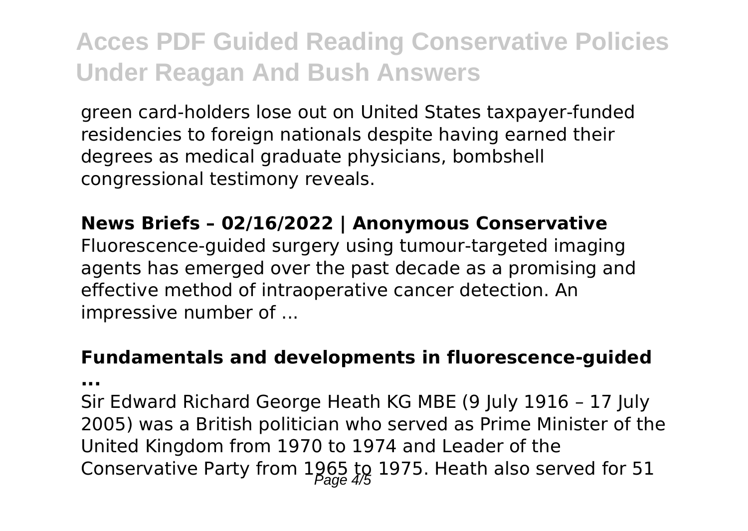green card-holders lose out on United States taxpayer-funded residencies to foreign nationals despite having earned their degrees as medical graduate physicians, bombshell congressional testimony reveals.

**News Briefs – 02/16/2022 | Anonymous Conservative**

Fluorescence-guided surgery using tumour-targeted imaging agents has emerged over the past decade as a promising and effective method of intraoperative cancer detection. An impressive number of ...

**Fundamentals and developments in fluorescence-guided ...**

Sir Edward Richard George Heath KG MBE (9 July 1916 – 17 July 2005) was a British politician who served as Prime Minister of the United Kingdom from 1970 to 1974 and Leader of the Conservative Party from 1965 to 1975. Heath also served for 51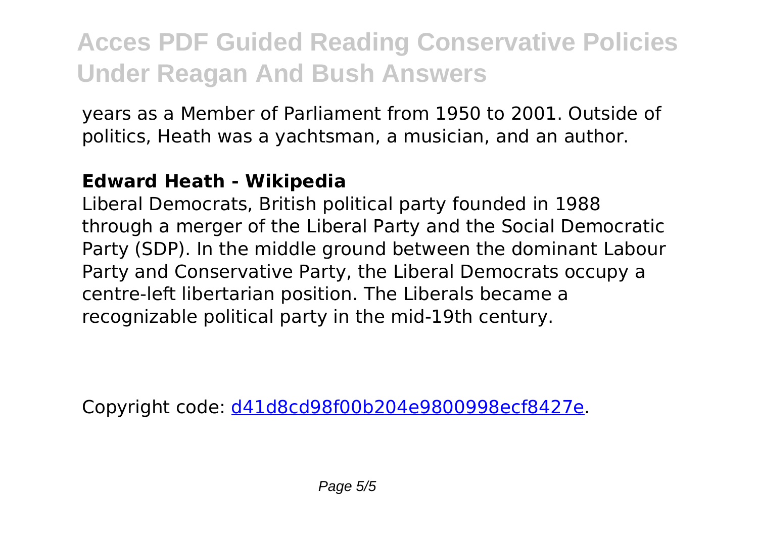years as a Member of Parliament from 1950 to 2001. Outside of politics, Heath was a yachtsman, a musician, and an author.

**Edward Heath - Wikipedia**

Liberal Democrats, British political party founded in 1988 through a merger of the Liberal Party and the Social Democratic Party (SDP). In the middle ground between the dominant Labour Party and Conservative Party, the Liberal Democrats occupy a centre-left libertarian position. The Liberals became a recognizable political party in the mid-19th century.

Copyright code: d41d8cd98f00b204e9800998ecf8427e.